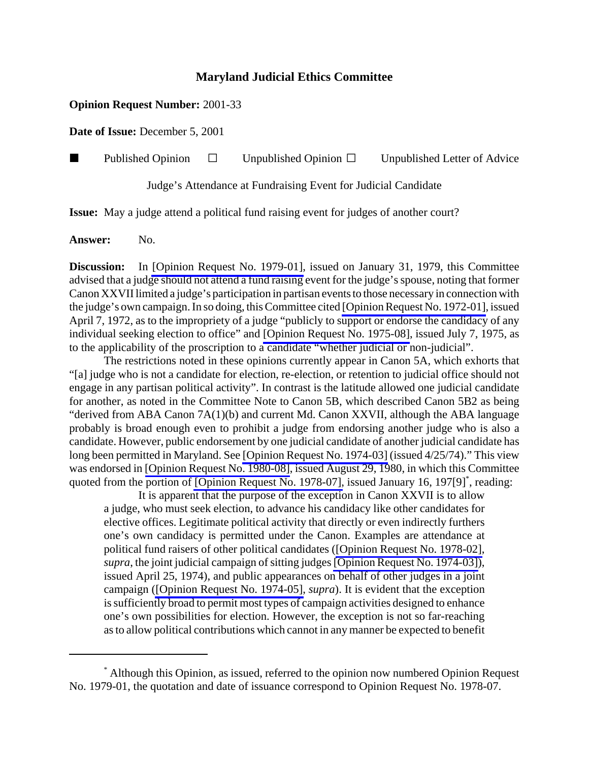# Maryland Judicial Ethics Committee

**Opinion Request Number:** 2001-33

**Date of Issue:** December 5, 2001

■ Published Opinion ☐ Unpublished Opinion ☐ Unpublished Letter of Advice

Judge's Attendance at Fundraising Event for Judicial Candidate

**Issue:** May a judge attend a political fund raising event for judges of another court?

**Answer:** No.

**Discussion:** In [Opinion Request No. 1979-01], issued on January 31, 1979, this Committee advised that a judge should not attend a fund raising event for the judge's spouse, noting that former Canon XXVII limited a judge's participation in partisan events to those necessary in connection with the judge's own campaign. In so doing, this Committee cited [Opinion Request No. 1972-01], issued April 7, 1972, as to the impropriety of a judge "publicly to support or endorse the candidacy of any individual seeking election to office" and [Opinion Request No. 1975-08], issued July 7, 1975, as to the applicability of the proscription to a candidate "whether judicial or non-judicial".

The restrictions noted in these opinions currently appear in Canon 5A, which exhorts that "[a] judge who is not a candidate for election, re-election, or retention to judicial office should not engage in any partisan political activity". In contrast is the latitude allowed one judicial candidate for another, as noted in the Committee Note to Canon 5B, which described Canon 5B2 as being "derived from ABA Canon 7A(1)(b) and current Md. Canon XXVII, although the ABA language probably is broad enough even to prohibit a judge from endorsing another judge who is also a candidate. However, public endorsement by one judicial candidate of another judicial candidate has long been permitted in Maryland. See [Opinion Request No. 1974-03] (issued 4/25/74)." This view was endorsed in [Opinion Request No. 1980-08], issued August 29, 1980, in which this Committee quoted from the portion of [Opinion Request No. 1978-07], issued January 16, 197[9][*], reading:

> It is apparent that the purpose of the exception in Canon XXVII is to allow a judge, who must seek election, to advance his candidacy like other candidates for elective offices. Legitimate political activity that directly or even indirectly furthers one's own candidacy is permitted under the Canon. Examples are attendance at political fund raisers of other political candidates ([Opinion Request No. 1978-02], *supra*, the joint judicial campaign of sitting judges [Opinion Request No. 1974-03]), issued April 25, 1974), and public appearances on behalf of other judges in a joint campaign ([Opinion Request No. 1974-05], *supra*). It is evident that the exception is sufficiently broad to permit most types of campaign activities designed to enhance one's own possibilities for election. However, the exception is not so far-reaching as to allow political contributions which cannot in any manner be expected to benefit

---

[*] Although this Opinion, as issued, referred to the opinion now numbered Opinion Request No. 1979-01, the quotation and date of issuance correspond to Opinion Request No. 1978-07.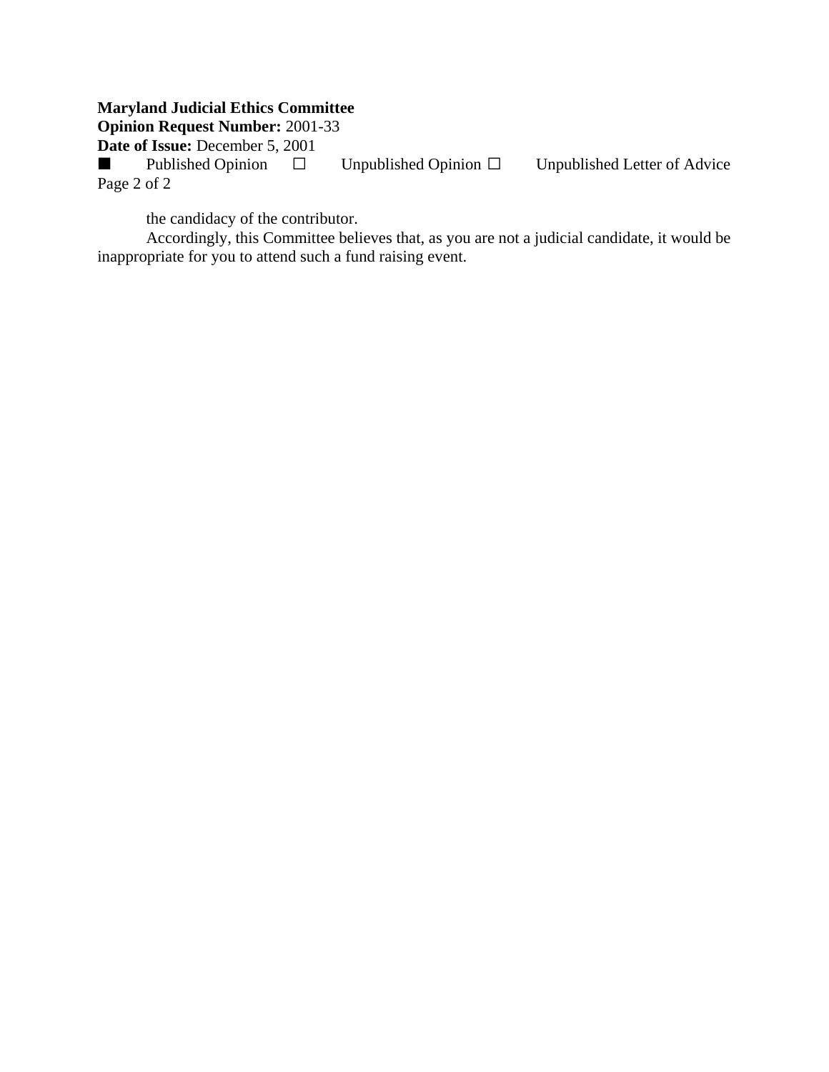the candidacy of the contributor.

Accordingly, this Committee believes that, as you are not a judicial candidate, it would be inappropriate for you to attend such a fund raising event.